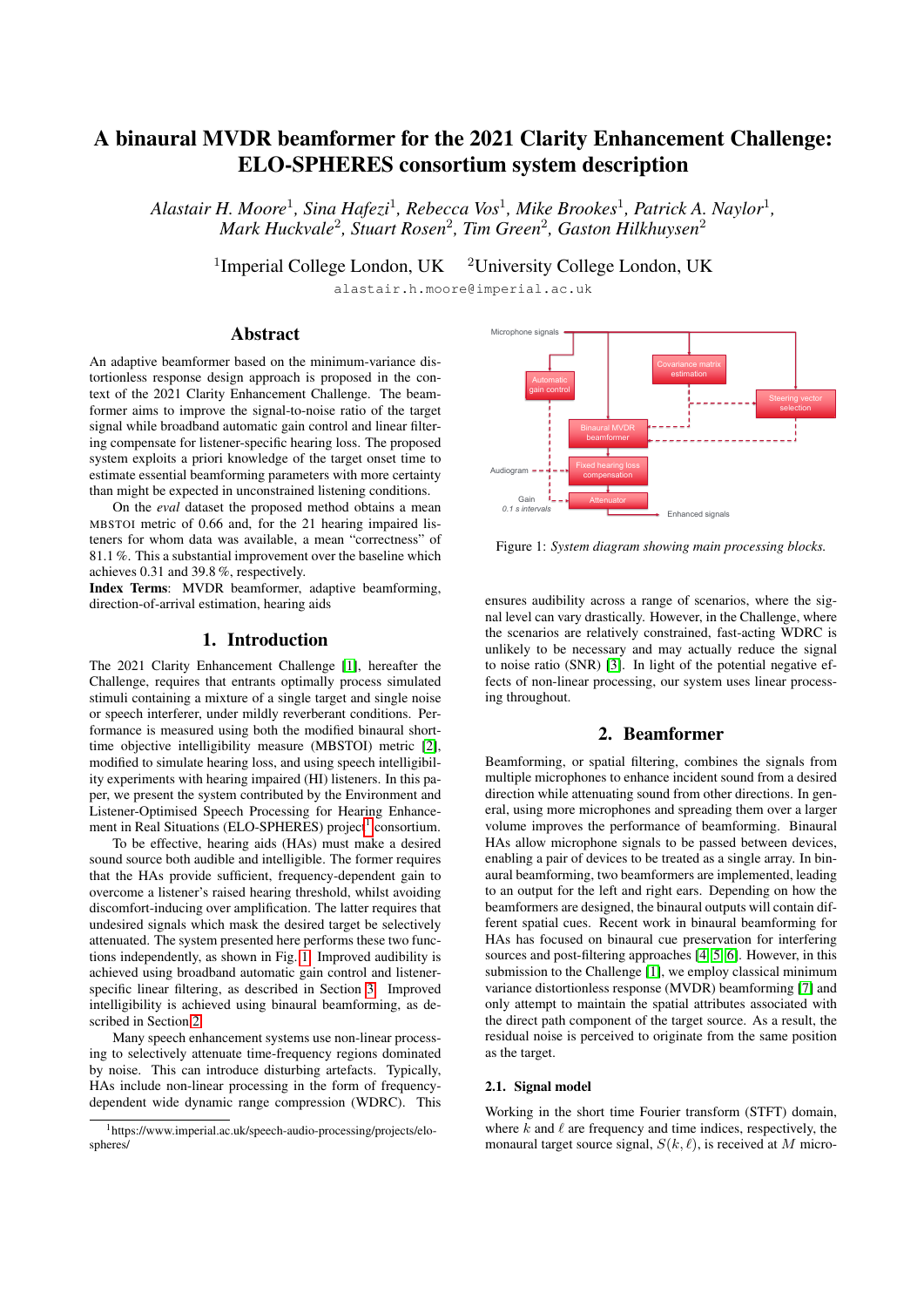# A binaural MVDR beamformer for the 2021 Clarity Enhancement Challenge: ELO-SPHERES consortium system description

*Alastair H. Moore*[1], *Sina Hafezi*[1], *Rebecca Vos*[1], *Mike Brookes*[1], *Patrick A. Naylor*[1], *Mark Huckvale*[2], *Stuart Rosen*[2], *Tim Green*[2], *Gaston Hilkhuysen*[2]

[1]Imperial College London, UK [2]University College London, UK

alastair.h.moore@imperial.ac.uk

## Abstract

An adaptive beamformer based on the minimum-variance distortionless response design approach is proposed in the context of the 2021 Clarity Enhancement Challenge. The beamformer aims to improve the signal-to-noise ratio of the target signal while broadband automatic gain control and linear filtering compensate for listener-specific hearing loss. The proposed system exploits a priori knowledge of the target onset time to estimate essential beamforming parameters with more certainty than might be expected in unconstrained listening conditions.

On the *eval* dataset the proposed method obtains a mean MBSTOI metric of 0.66 and, for the 21 hearing impaired listeners for whom data was available, a mean "correctness" of 81.1 %. This a substantial improvement over the baseline which achieves 0.31 and 39.8 %, respectively.

**Index Terms**: MVDR beamformer, adaptive beamforming, direction-of-arrival estimation, hearing aids

## 1. Introduction

The 2021 Clarity Enhancement Challenge [1], hereafter the Challenge, requires that entrants optimally process simulated stimuli containing a mixture of a single target and single noise or speech interferer, under mildly reverberant conditions. Performance is measured using both the modified binaural short-time objective intelligibility measure (MBSTOI) metric [2], modified to simulate hearing loss, and using speech intelligibility experiments with hearing impaired (HI) listeners. In this paper, we present the system contributed by the Environment and Listener-Optimised Speech Processing for Hearing Enhancement in Real Situations (ELO-SPHERES) project[1] consortium.

To be effective, hearing aids (HAs) must make a desired sound source both audible and intelligible. The former requires that the HAs provide sufficient, frequency-dependent gain to overcome a listener's raised hearing threshold, whilst avoiding discomfort-inducing over amplification. The latter requires that undesired signals which mask the desired target be selectively attenuated. The system presented here performs these two functions independently, as shown in Fig. 1. Improved audibility is achieved using broadband automatic gain control and listener-specific linear filtering, as described in Section 3. Improved intelligibility is achieved using binaural beamforming, as described in Section 2.

Many speech enhancement systems use non-linear processing to selectively attenuate time-frequency regions dominated by noise. This can introduce disturbing artefacts. Typically, HAs include non-linear processing in the form of frequency-dependent wide dynamic range compression (WDRC). This ensures audibility across a range of scenarios, where the signal level can vary drastically. However, in the Challenge, where the scenarios are relatively constrained, fast-acting WDRC is unlikely to be necessary and may actually reduce the signal to noise ratio (SNR) [3]. In light of the potential negative effects of non-linear processing, our system uses linear processing throughout.

[1]https://www.imperial.ac.uk/speech-audio-processing/projects/elo-spheres/

Figure 1: *System diagram showing main processing blocks.*

## 2. Beamformer

Beamforming, or spatial filtering, combines the signals from multiple microphones to enhance incident sound from a desired direction while attenuating sound from other directions. In general, using more microphones and spreading them over a larger volume improves the performance of beamforming. Binaural HAs allow microphone signals to be passed between devices, enabling a pair of devices to be treated as a single array. In binaural beamforming, two beamformers are implemented, leading to an output for the left and right ears. Depending on how the beamformers are designed, the binaural outputs will contain different spatial cues. Recent work in binaural beamforming for HAs has focused on binaural cue preservation for interfering sources and post-filtering approaches [4, 5, 6]. However, in this submission to the Challenge [1], we employ classical minimum variance distortionless response (MVDR) beamforming [7] and only attempt to maintain the spatial attributes associated with the direct path component of the target source. As a result, the residual noise is perceived to originate from the same position as the target.

### 2.1. Signal model

Working in the short time Fourier transform (STFT) domain, where $k$ and $\ell$ are frequency and time indices, respectively, the monaural target source signal, $S(k, \ell)$, is received at $M$ micro-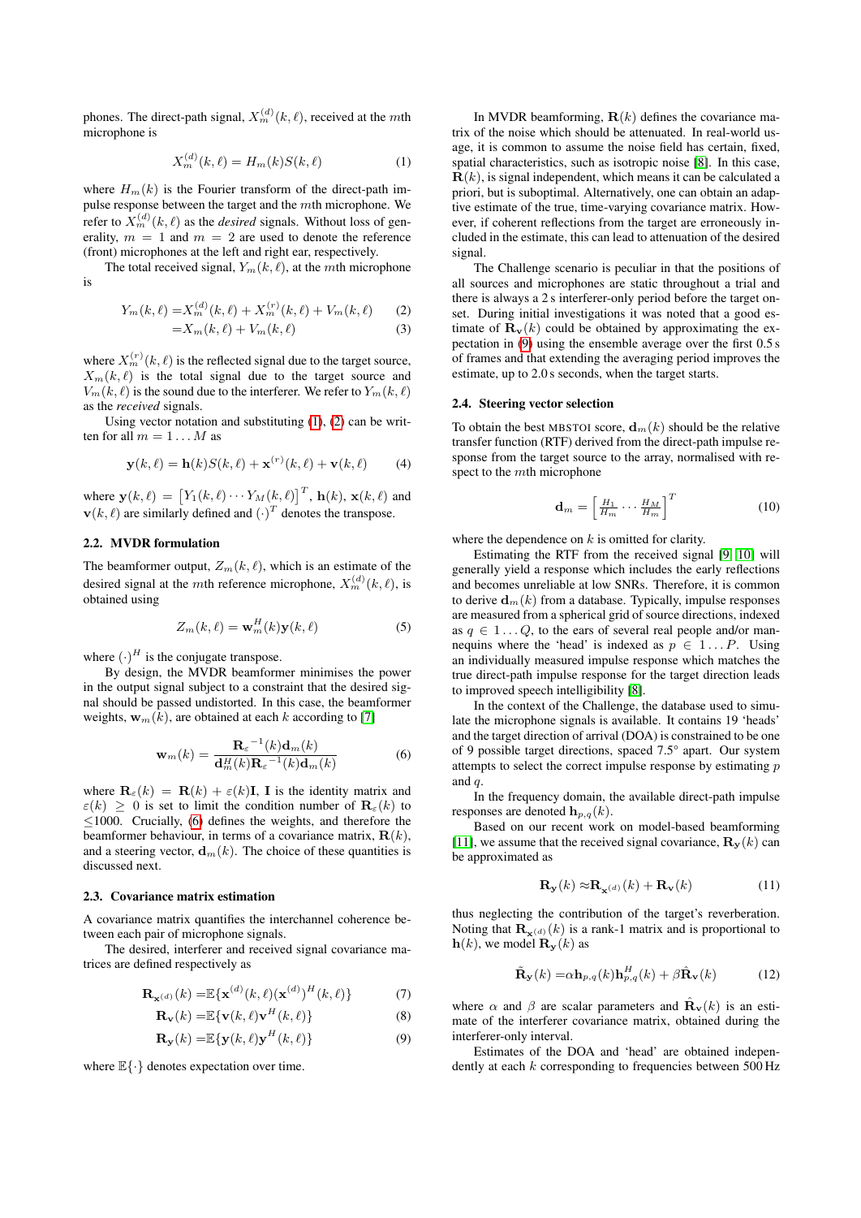phones. The direct-path signal, $X_m^{(d)}(k,\ell)$, received at the $m$th microphone is

$$X_m^{(d)}(k,\ell) = H_m(k)S(k,\ell) \tag{1}$$

where $H_m(k)$ is the Fourier transform of the direct-path impulse response between the target and the $m$th microphone. We refer to $X_m^{(d)}(k,\ell)$ as the *desired* signals. Without loss of generality, $m = 1$ and $m = 2$ are used to denote the reference (front) microphones at the left and right ear, respectively.

The total received signal, $Y_m(k,\ell)$, at the $m$th microphone is

$$\begin{aligned} Y_m(k,\ell) =& X_m^{(d)}(k,\ell) + X_m^{(r)}(k,\ell) + V_m(k,\ell) \qquad (2)\\ =& X_m(k,\ell) + V_m(k,\ell) \qquad (3) \end{aligned}$$

where $X_m^{(r)}(k,\ell)$ is the reflected signal due to the target source, $X_m(k,\ell)$ is the total signal due to the target source and $V_m(k,\ell)$ is the sound due to the interferer. We refer to $Y_m(k,\ell)$ as the *received* signals.

Using vector notation and substituting (1), (2) can be written for all $m = 1 \dots M$ as

$$\mathbf{y}(k,\ell) = \mathbf{h}(k)S(k,\ell) + \mathbf{x}^{(r)}(k,\ell) + \mathbf{v}(k,\ell) \tag{4}$$

where $\mathbf{y}(k,\ell) = \left[Y_1(k,\ell) \cdots Y_M(k,\ell)\right]^T$, $\mathbf{h}(k)$, $\mathbf{x}(k,\ell)$ and $\mathbf{v}(k,\ell)$ are similarly defined and $(\cdot)^T$ denotes the transpose.

### 2.2. MVDR formulation

The beamformer output, $Z_m(k,\ell)$, which is an estimate of the desired signal at the $m$th reference microphone, $X_m^{(d)}(k,\ell)$, is obtained using

$$Z_m(k,\ell) = \mathbf{w}_m^H(k)\mathbf{y}(k,\ell) \tag{5}$$

where $(\cdot)^H$ is the conjugate transpose.

By design, the MVDR beamformer minimises the power in the output signal subject to a constraint that the desired signal should be passed undistorted. In this case, the beamformer weights, $\mathbf{w}_m(k)$, are obtained at each $k$ according to [7]

$$\mathbf{w}_m(k) = \frac{\mathbf{R}_\varepsilon^{-1}(k)\mathbf{d}_m(k)}{\mathbf{d}_m^H(k)\mathbf{R}_\varepsilon^{-1}(k)\mathbf{d}_m(k)} \tag{6}$$

where $\mathbf{R}_\varepsilon(k) = \mathbf{R}(k) + \varepsilon(k)\mathbf{I}$, $\mathbf{I}$ is the identity matrix and $\varepsilon(k) \geq 0$ is set to limit the condition number of $\mathbf{R}_\varepsilon(k)$ to $\leq$1000. Crucially, (6) defines the weights, and therefore the beamformer behaviour, in terms of a covariance matrix, $\mathbf{R}(k)$, and a steering vector, $\mathbf{d}_m(k)$. The choice of these quantities is discussed next.

### 2.3. Covariance matrix estimation

A covariance matrix quantifies the interchannel coherence between each pair of microphone signals.

The desired, interferer and received signal covariance matrices are defined respectively as

$$\begin{aligned} \mathbf{R}_{\mathbf{x}^{(d)}}(k) =& \mathbb{E}\{\mathbf{x}^{(d)}(k,\ell)(\mathbf{x}^{(d)})^H(k,\ell)\} \qquad (7)\\ \mathbf{R}_{\mathbf{v}}(k) =& \mathbb{E}\{\mathbf{v}(k,\ell)\mathbf{v}^H(k,\ell)\} \qquad (8)\\ \mathbf{R}_{\mathbf{y}}(k) =& \mathbb{E}\{\mathbf{y}(k,\ell)\mathbf{y}^H(k,\ell)\} \qquad (9) \end{aligned}$$

where $\mathbb{E}\{\cdot\}$ denotes expectation over time.

In MVDR beamforming, $\mathbf{R}(k)$ defines the covariance matrix of the noise which should be attenuated. In real-world usage, it is common to assume the noise field has certain, fixed, spatial characteristics, such as isotropic noise [8]. In this case, $\mathbf{R}(k)$, is signal independent, which means it can be calculated a priori, but is suboptimal. Alternatively, one can obtain an adaptive estimate of the true, time-varying covariance matrix. However, if coherent reflections from the target are erroneously included in the estimate, this can lead to attenuation of the desired signal.

The Challenge scenario is peculiar in that the positions of all sources and microphones are static throughout a trial and there is always a 2 s interferer-only period before the target onset. During initial investigations it was noted that a good estimate of $\mathbf{R}_{\mathbf{v}}(k)$ could be obtained by approximating the expectation in (9) using the ensemble average over the first 0.5 s of frames and that extending the averaging period improves the estimate, up to 2.0 s seconds, when the target starts.

### 2.4. Steering vector selection

To obtain the best MBSTOI score, $\mathbf{d}_m(k)$ should be the relative transfer function (RTF) derived from the direct-path impulse response from the target source to the array, normalised with respect to the $m$th microphone

$$\mathbf{d}_m = \left[\tfrac{H_1}{H_m} \cdots \tfrac{H_M}{H_m}\right]^T \tag{10}$$

where the dependence on $k$ is omitted for clarity.

Estimating the RTF from the received signal [9, 10] will generally yield a response which includes the early reflections and becomes unreliable at low SNRs. Therefore, it is common to derive $\mathbf{d}_m(k)$ from a database. Typically, impulse responses are measured from a spherical grid of source directions, indexed as $q \in 1 \dots Q$, to the ears of several real people and/or mannequins where the 'head' is indexed as $p \in 1 \dots P$. Using an individually measured impulse response which matches the true direct-path impulse response for the target direction leads to improved speech intelligibility [8].

In the context of the Challenge, the database used to simulate the microphone signals is available. It contains 19 'heads' and the target direction of arrival (DOA) is constrained to be one of 9 possible target directions, spaced 7.5° apart. Our system attempts to select the correct impulse response by estimating $p$ and $q$.

In the frequency domain, the available direct-path impulse responses are denoted $\mathbf{h}_{p,q}(k)$.

Based on our recent work on model-based beamforming [11], we assume that the received signal covariance, $\mathbf{R}_{\mathbf{y}}(k)$ can be approximated as

$$\mathbf{R}_{\mathbf{y}}(k) \approx \mathbf{R}_{\mathbf{x}^{(d)}}(k) + \mathbf{R}_{\mathbf{v}}(k) \tag{11}$$

thus neglecting the contribution of the target's reverberation. Noting that $\mathbf{R}_{\mathbf{x}^{(d)}}(k)$ is a rank-1 matrix and is proportional to $\mathbf{h}(k)$, we model $\mathbf{R}_{\mathbf{y}}(k)$ as

$$\tilde{\mathbf{R}}_{\mathbf{y}}(k) = \alpha\mathbf{h}_{p,q}(k)\mathbf{h}_{p,q}^H(k) + \beta\hat{\mathbf{R}}_{\mathbf{v}}(k) \tag{12}$$

where $\alpha$ and $\beta$ are scalar parameters and $\hat{\mathbf{R}}_{\mathbf{v}}(k)$ is an estimate of the interferer covariance matrix, obtained during the interferer-only interval.

Estimates of the DOA and 'head' are obtained independently at each $k$ corresponding to frequencies between 500 Hz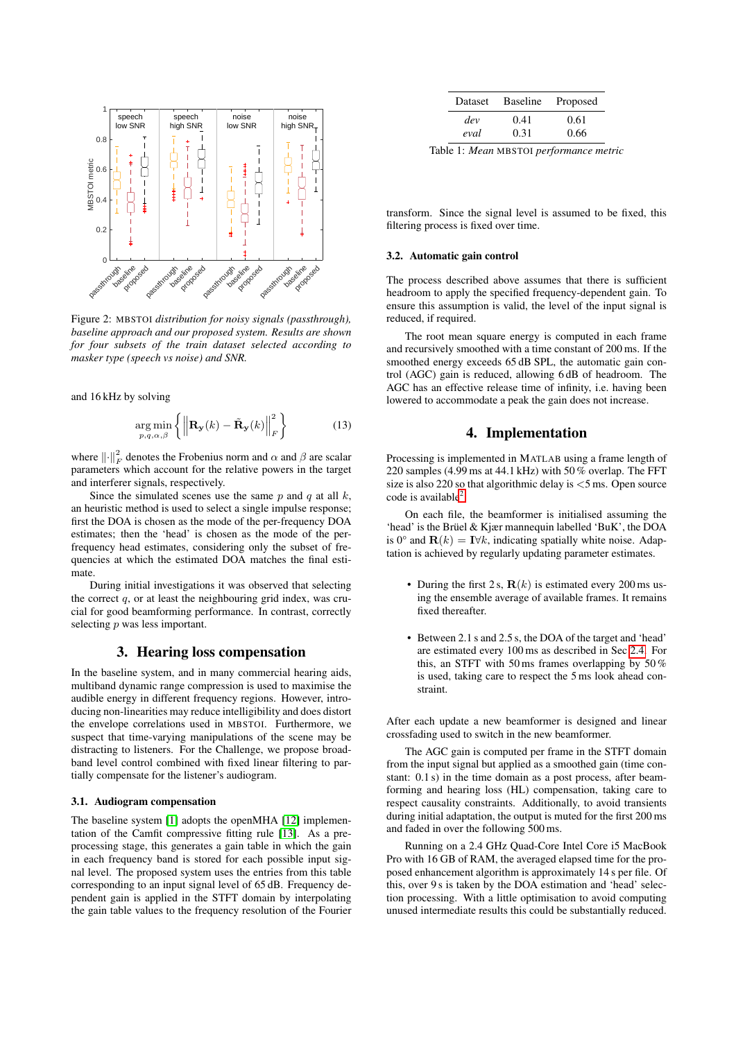Figure 2: MBSTOI *distribution for noisy signals (passthrough), baseline approach and our proposed system. Results are shown for four subsets of the train dataset selected according to masker type (speech vs noise) and SNR.*

and 16 kHz by solving

$$\underset{p,q,\alpha,\beta}{\arg\min} \left\{ \left\| \mathbf{R_y}(k) - \tilde{\mathbf{R}}_\mathbf{y}(k) \right\|_F^2 \right\} \tag{13}$$

where $\|\cdot\|_F^2$ denotes the Frobenius norm and $\alpha$ and $\beta$ are scalar parameters which account for the relative powers in the target and interferer signals, respectively.

Since the simulated scenes use the same $p$ and $q$ at all $k$, an heuristic method is used to select a single impulse response; first the DOA is chosen as the mode of the per-frequency DOA estimates; then the 'head' is chosen as the mode of the per-frequency head estimates, considering only the subset of frequencies at which the estimated DOA matches the final estimate.

During initial investigations it was observed that selecting the correct $q$, or at least the neighbouring grid index, was crucial for good beamforming performance. In contrast, correctly selecting $p$ was less important.

## 3. Hearing loss compensation

In the baseline system, and in many commercial hearing aids, multiband dynamic range compression is used to maximise the audible energy in different frequency regions. However, introducing non-linearities may reduce intelligibility and does distort the envelope correlations used in MBSTOI. Furthermore, we suspect that time-varying manipulations of the scene may be distracting to listeners. For the Challenge, we propose broadband level control combined with fixed linear filtering to partially compensate for the listener's audiogram.

### 3.1. Audiogram compensation

The baseline system [1] adopts the openMHA [12] implementation of the Camfit compressive fitting rule [13]. As a preprocessing stage, this generates a gain table in which the gain in each frequency band is stored for each possible input signal level. The proposed system uses the entries from this table corresponding to an input signal level of 65 dB. Frequency dependent gain is applied in the STFT domain by interpolating the gain table values to the frequency resolution of the Fourier transform. Since the signal level is assumed to be fixed, this filtering process is fixed over time.

### 3.2. Automatic gain control

The process described above assumes that there is sufficient headroom to apply the specified frequency-dependent gain. To ensure this assumption is valid, the level of the input signal is reduced, if required.

The root mean square energy is computed in each frame and recursively smoothed with a time constant of 200 ms. If the smoothed energy exceeds 65 dB SPL, the automatic gain control (AGC) gain is reduced, allowing 6 dB of headroom. The AGC has an effective release time of infinity, i.e. having been lowered to accommodate a peak the gain does not increase.

| Dataset | Baseline | Proposed |
|---|---|---|
| *dev* | 0.41 | 0.61 |
| *eval* | 0.31 | 0.66 |

Table 1: *Mean* MBSTOI *performance metric*

## 4. Implementation

Processing is implemented in MATLAB using a frame length of 220 samples (4.99 ms at 44.1 kHz) with 50 % overlap. The FFT size is also 220 so that algorithmic delay is <5 ms. Open source code is available[2].

On each file, the beamformer is initialised assuming the 'head' is the Brüel & Kjær mannequin labelled 'BuK', the DOA is 0° and $\mathbf{R}(k) = \mathbf{I} \forall k$, indicating spatially white noise. Adaptation is achieved by regularly updating parameter estimates.

- During the first 2 s, $\mathbf{R}(k)$ is estimated every 200 ms using the ensemble average of available frames. It remains fixed thereafter.
- Between 2.1 s and 2.5 s, the DOA of the target and 'head' are estimated every 100 ms as described in Sec 2.4. For this, an STFT with 50 ms frames overlapping by 50 % is used, taking care to respect the 5 ms look ahead constraint.

After each update a new beamformer is designed and linear crossfading used to switch in the new beamformer.

The AGC gain is computed per frame in the STFT domain from the input signal but applied as a smoothed gain (time constant: 0.1 s) in the time domain as a post process, after beamforming and hearing loss (HL) compensation, taking care to respect causality constraints. Additionally, to avoid transients during initial adaptation, the output is muted for the first 200 ms and faded in over the following 500 ms.

Running on a 2.4 GHz Quad-Core Intel Core i5 MacBook Pro with 16 GB of RAM, the averaged elapsed time for the proposed enhancement algorithm is approximately 14 s per file. Of this, over 9 s is taken by the DOA estimation and 'head' selection processing. With a little optimisation to avoid computing unused intermediate results this could be substantially reduced.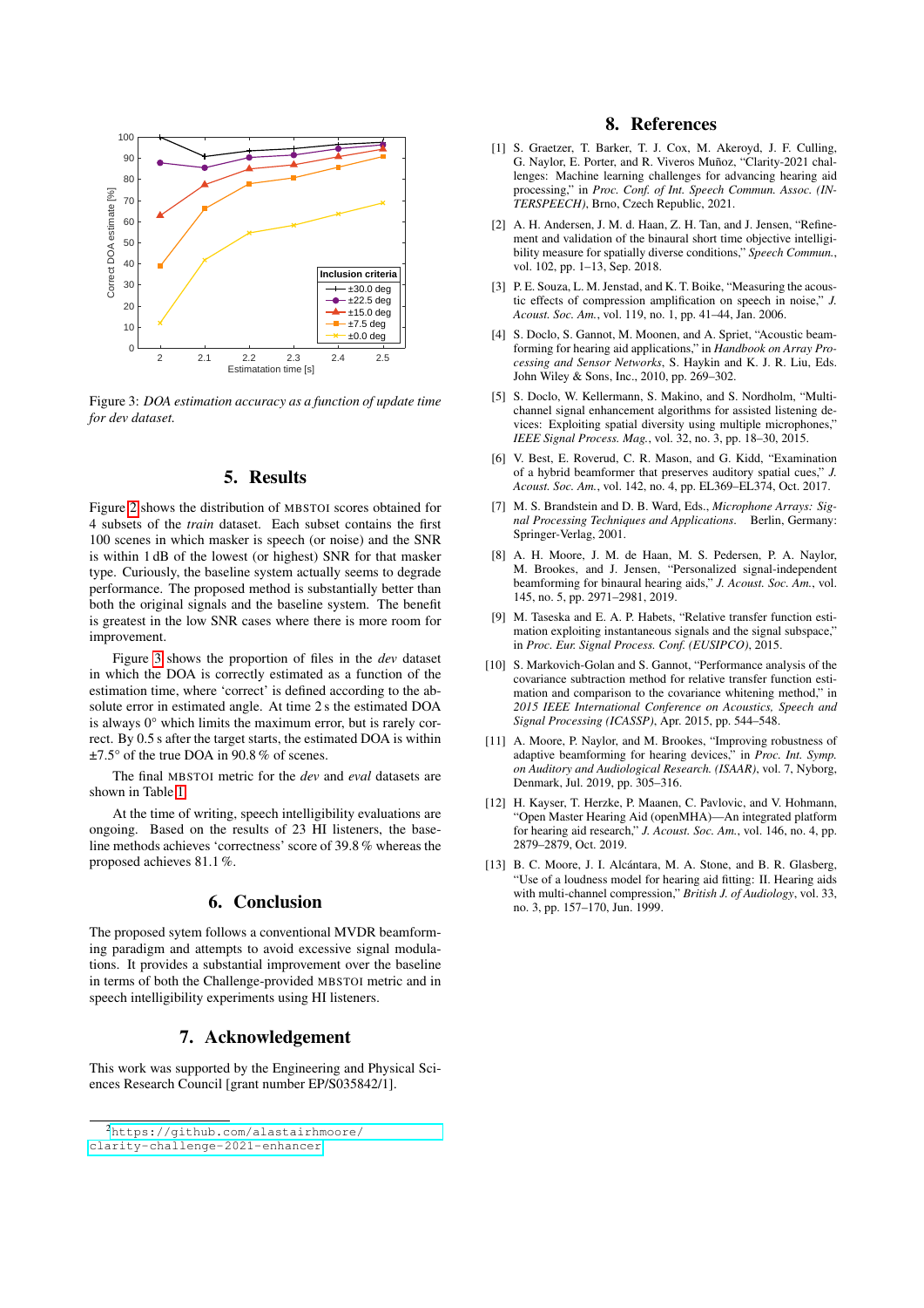100
90
80
70
60
50
40
30
20
10
0

Correct DOA estimate [%]

2 2.1 2.2 2.3 2.4 2.5

Estimatation time [s]

Inclusion criteria
±30.0 deg
±22.5 deg
±15.0 deg
±7.5 deg
±0.0 deg

Figure 3: *DOA estimation accuracy as a function of update time for dev dataset.*

## 5. Results

Figure 2 shows the distribution of MBSTOI scores obtained for 4 subsets of the *train* dataset. Each subset contains the first 100 scenes in which masker is speech (or noise) and the SNR is within 1 dB of the lowest (or highest) SNR for that masker type. Curiously, the baseline system actually seems to degrade performance. The proposed method is substantially better than both the original signals and the baseline system. The benefit is greatest in the low SNR cases where there is more room for improvement.

Figure 3 shows the proportion of files in the *dev* dataset in which the DOA is correctly estimated as a function of the estimation time, where 'correct' is defined according to the absolute error in estimated angle. At time 2 s the estimated DOA is always 0° which limits the maximum error, but is rarely correct. By 0.5 s after the target starts, the estimated DOA is within ±7.5° of the true DOA in 90.8 % of scenes.

The final MBSTOI metric for the *dev* and *eval* datasets are shown in Table 1.

At the time of writing, speech intelligibility evaluations are ongoing. Based on the results of 23 HI listeners, the baseline methods achieves 'correctness' score of 39.8 % whereas the proposed achieves 81.1 %.

## 6. Conclusion

The proposed sytem follows a conventional MVDR beamforming paradigm and attempts to avoid excessive signal modulations. It provides a substantial improvement over the baseline in terms of both the Challenge-provided MBSTOI metric and in speech intelligibility experiments using HI listeners.

## 7. Acknowledgement

This work was supported by the Engineering and Physical Sciences Research Council [grant number EP/S035842/1].

[2]https://github.com/alastairhmoore/clarity-challenge-2021-enhancer

## 8. References

[1] S. Graetzer, T. Barker, T. J. Cox, M. Akeroyd, J. F. Culling, G. Naylor, E. Porter, and R. Viveros Muñoz, "Clarity-2021 challenges: Machine learning challenges for advancing hearing aid processing," in *Proc. Conf. of Int. Speech Commun. Assoc. (INTERSPEECH)*, Brno, Czech Republic, 2021.

[2] A. H. Andersen, J. M. d. Haan, Z. H. Tan, and J. Jensen, "Refinement and validation of the binaural short time objective intelligibility measure for spatially diverse conditions," *Speech Commun.*, vol. 102, pp. 1–13, Sep. 2018.

[3] P. E. Souza, L. M. Jenstad, and K. T. Boike, "Measuring the acoustic effects of compression amplification on speech in noise," *J. Acoust. Soc. Am.*, vol. 119, no. 1, pp. 41–44, Jan. 2006.

[4] S. Doclo, S. Gannot, M. Moonen, and A. Spriet, "Acoustic beamforming for hearing aid applications," in *Handbook on Array Processing and Sensor Networks*, S. Haykin and K. J. R. Liu, Eds. John Wiley & Sons, Inc., 2010, pp. 269–302.

[5] S. Doclo, W. Kellermann, S. Makino, and S. Nordholm, "Multichannel signal enhancement algorithms for assisted listening devices: Exploiting spatial diversity using multiple microphones," *IEEE Signal Process. Mag.*, vol. 32, no. 3, pp. 18–30, 2015.

[6] V. Best, E. Roverud, C. R. Mason, and G. Kidd, "Examination of a hybrid beamformer that preserves auditory spatial cues," *J. Acoust. Soc. Am.*, vol. 142, no. 4, pp. EL369–EL374, Oct. 2017.

[7] M. S. Brandstein and D. B. Ward, Eds., *Microphone Arrays: Signal Processing Techniques and Applications*. Berlin, Germany: Springer-Verlag, 2001.

[8] A. H. Moore, J. M. de Haan, M. S. Pedersen, P. A. Naylor, M. Brookes, and J. Jensen, "Personalized signal-independent beamforming for binaural hearing aids," *J. Acoust. Soc. Am.*, vol. 145, no. 5, pp. 2971–2981, 2019.

[9] M. Taseska and E. A. P. Habets, "Relative transfer function estimation exploiting instantaneous signals and the signal subspace," in *Proc. Eur. Signal Process. Conf. (EUSIPCO)*, 2015.

[10] S. Markovich-Golan and S. Gannot, "Performance analysis of the covariance subtraction method for relative transfer function estimation and comparison to the covariance whitening method," in *2015 IEEE International Conference on Acoustics, Speech and Signal Processing (ICASSP)*, Apr. 2015, pp. 544–548.

[11] A. Moore, P. Naylor, and M. Brookes, "Improving robustness of adaptive beamforming for hearing devices," in *Proc. Int. Symp. on Auditory and Audiological Research. (ISAAR)*, vol. 7, Nyborg, Denmark, Jul. 2019, pp. 305–316.

[12] H. Kayser, T. Herzke, P. Maanen, C. Pavlovic, and V. Hohmann, "Open Master Hearing Aid (openMHA)—An integrated platform for hearing aid research," *J. Acoust. Soc. Am.*, vol. 146, no. 4, pp. 2879–2879, Oct. 2019.

[13] B. C. Moore, J. I. Alcántara, M. A. Stone, and B. R. Glasberg, "Use of a loudness model for hearing aid fitting: II. Hearing aids with multi-channel compression," *British J. of Audiology*, vol. 33, no. 3, pp. 157–170, Jun. 1999.